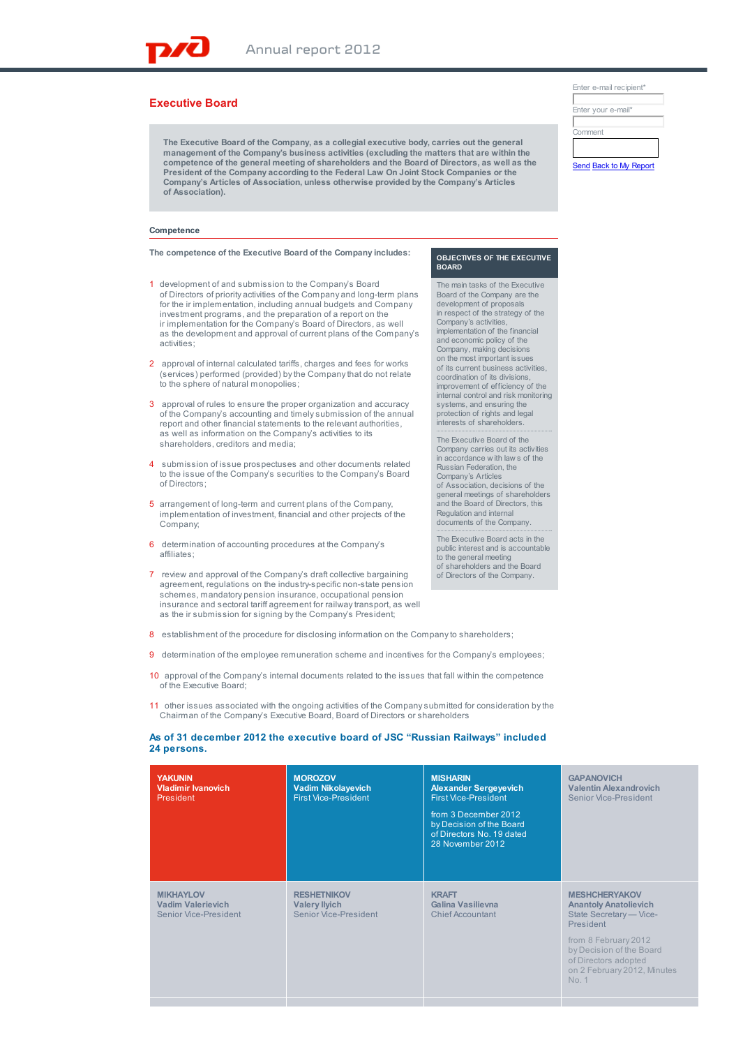## Executive Board

**The Executive Board of the Company, as a collegial executive body, carries out the general management of the Company's business activities (excluding the matters that are within the competence of the general meeting of shareholders and the Board of Directors, as well as the President of the Company according to the Federal Law On Joint Stock Companies or the Company's Articles of Association, unless otherwise provided by the Company's Articles of Association).**

### Competence

The competence of the Executive Board of the Company includes:

1. development of and submission to the Company's Board of Directors of priority activities of the Company and long-term plans for their implementation, including annual budgets and Company investment programs, and the preparation of a report on their implementation for the Company's Board of Directors, as well as the development and approval of current plans of the Company's activities;
2. approval of internal calculated tariffs, charges and fees for works (services) performed (provided) by the Company that do not relate to the sphere of natural monopolies;
3. approval of rules to ensure the proper organization and accuracy of the Company's accounting and timely submission of the annual report and other financial statements to the relevant authorities, as well as information on the Company's activities to its shareholders, creditors and media;
4. submission of issue prospectuses and other documents related to the issue of the Company's securities to the Company's Board of Directors;
5. arrangement of long-term and current plans of the Company, implementation of investment, financial and other projects of the Company;
6. determination of accounting procedures at the Company's affiliates;
7. review and approval of the Company's draft collective bargaining agreement, regulations on the industry-specific non-state pension schemes, mandatory pension insurance, occupational pension insurance and sectoral tariff agreement for railway transport, as well as their submission for signing by the Company's President;
8. establishment of the procedure for disclosing information on the Company to shareholders;
9. determination of the employee remuneration scheme and incentives for the Company's employees;
10. approval of the Company's internal documents related to the issues that fall within the competence of the Executive Board;
11. other issues associated with the ongoing activities of the Company submitted for consideration by the Chairman of the Company's Executive Board, Board of Directors or shareholders

**OBJECTIVES OF THE EXECUTIVE BOARD**

The main tasks of the Executive Board of the Company are the development of proposals in respect of the strategy of the Company's activities, implementation of the financial and economic policy of the Company, making decisions on the most important issues of its current business activities, coordination of its divisions, improvement of efficiency of the internal control and risk monitoring systems, and ensuring the protection of rights and legal interests of shareholders.

The Executive Board of the Company carries out its activities in accordance with laws of the Russian Federation, the Company's Articles of Association, decisions of the general meetings of shareholders and the Board of Directors, this Regulation and internal documents of the Company.

The Executive Board acts in the public interest and is accountable to the general meeting of shareholders and the Board of Directors of the Company.

**As of 31 december 2012 the executive board of JSC "Russian Railways" included 24 persons.**

| | | | |
|---|---|---|---|
| **YAKUNIN Vladimir Ivanovich** President | **MOROZOV Vadim Nikolayevich** First Vice-President | **MISHARIN Alexander Sergeyevich** First Vice-President<br>from 3 December 2012 by Decision of the Board of Directors No. 19 dated 28 November 2012 | **GAPANOVICH Valentin Alexandrovich** Senior Vice-President |
| **MIKHAYLOV Vadim Valerievich** Senior Vice-President | **RESHETNIKOV Valery Ilyich** Senior Vice-President | **KRAFT Galina Vasilievna** Chief Accountant | **MESHCHERYAKOV Anantoly Anatolievich** State Secretary — Vice-President<br>from 8 February 2012 by Decision of the Board of Directors adopted on 2 February 2012, Minutes No. 1 |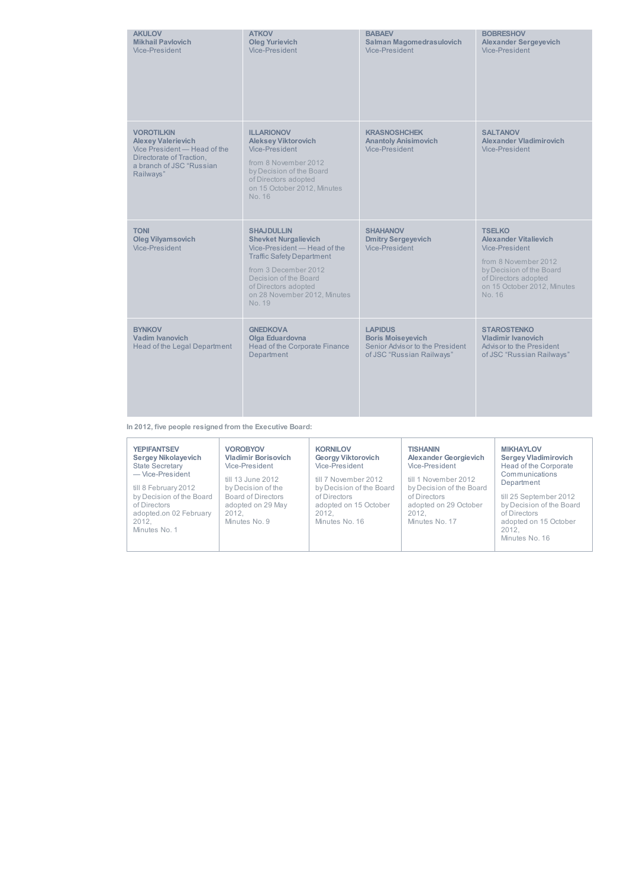| | | | |
|---|---|---|---|
| **AKULOV** **Mikhail Pavlovich** Vice-President | **ATKOV** **Oleg Yurievich** Vice-President | **BABAEV** **Salman Magomedrasulovich** Vice-President | **BOBRESHOV** **Alexander Sergeyevich** Vice-President |
| **VOROTILKIN** **Alexey Valerievich** Vice President — Head of the Directorate of Traction, a branch of JSC "Russian Railways" | **ILLARIONOV** **Aleksey Viktorovich** Vice-President<br>from 8 November 2012 by Decision of the Board of Directors adopted on 15 October 2012, Minutes No. 16 | **KRASNOSHCHEK** **Anantoly Anisimovich** Vice-President | **SALTANOV** **Alexander Vladimirovich** Vice-President |
| **TONI** **Oleg Vilyamsovich** Vice-President | **SHAJDULLIN** **Shevket Nurgalievich** Vice-President — Head of the Traffic Safety Department<br>from 3 December 2012 Decision of the Board of Directors adopted on 28 November 2012, Minutes No. 19 | **SHAHANOV** **Dmitry Sergeyevich** Vice-President | **TSELKO** **Alexander Vitalievich** Vice-President<br>from 8 November 2012 by Decision of the Board of Directors adopted on 15 October 2012, Minutes No. 16 |
| **BYNKOV** **Vadim Ivanovich** Head of the Legal Department | **GNEDKOVA** **Olga Eduardovna** Head of the Corporate Finance Department | **LAPIDUS** **Boris Moiseyevich** Senior Advisor to the President of JSC "Russian Railways" | **STAROSTENKO** **Vladimir Ivanovich** Advisor to the President of JSC "Russian Railways" |

**In 2012, five people resigned from the Executive Board:**

| | | | | |
|---|---|---|---|---|
| **YEPIFANTSEV** **Sergey Nikolayevich** State Secretary — Vice-President<br>till 8 February 2012 by Decision of the Board of Directors adopted.on 02 February 2012, Minutes No. 1 | **VOROBYOV** **Vladimir Borisovich** Vice-President<br>till 13 June 2012 by Decision of the Board of Directors adopted on 29 May 2012, Minutes No. 9 | **KORNILOV** **Georgy Viktorovich** Vice-President<br>till 7 November 2012 by Decision of the Board of Directors adopted on 15 October 2012, Minutes No. 16 | **TISHANIN** **Alexander Georgievich** Vice-President<br>till 1 November 2012 by Decision of the Board of Directors adopted on 29 October 2012, Minutes No. 17 | **MIKHAYLOV** **Sergey Vladimirovich** Head of the Corporate Communications Department<br>till 25 September 2012 by Decision of the Board of Directors adopted on 15 October 2012, Minutes No. 16 |